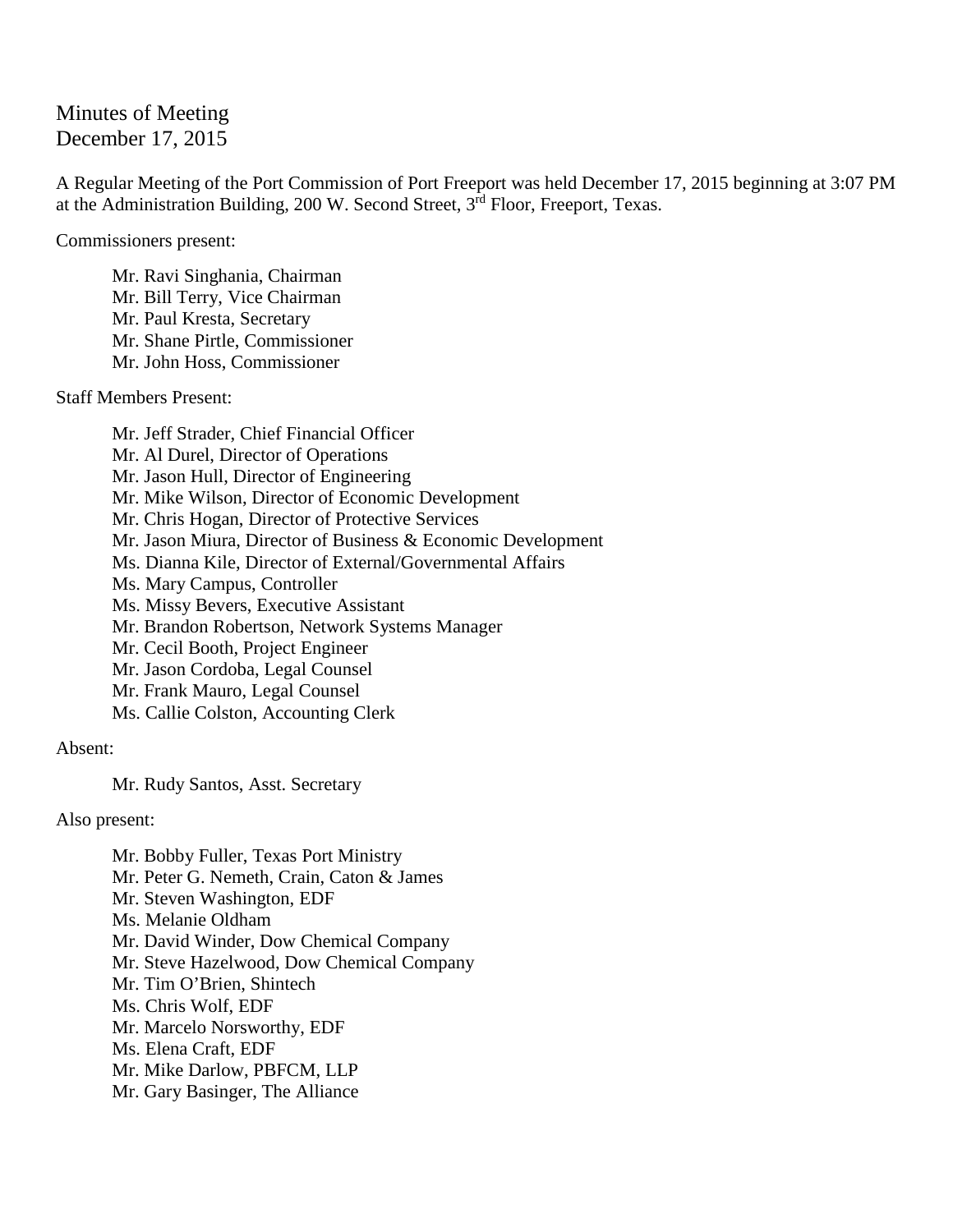# Minutes of Meeting
December 17, 2015

A Regular Meeting of the Port Commission of Port Freeport was held December 17, 2015 beginning at 3:07 PM at the Administration Building, 200 W. Second Street, 3rd Floor, Freeport, Texas.

Commissioners present:

Mr. Ravi Singhania, Chairman
Mr. Bill Terry, Vice Chairman
Mr. Paul Kresta, Secretary
Mr. Shane Pirtle, Commissioner
Mr. John Hoss, Commissioner

Staff Members Present:

Mr. Jeff Strader, Chief Financial Officer
Mr. Al Durel, Director of Operations
Mr. Jason Hull, Director of Engineering
Mr. Mike Wilson, Director of Economic Development
Mr. Chris Hogan, Director of Protective Services
Mr. Jason Miura, Director of Business & Economic Development
Ms. Dianna Kile, Director of External/Governmental Affairs
Ms. Mary Campus, Controller
Ms. Missy Bevers, Executive Assistant
Mr. Brandon Robertson, Network Systems Manager
Mr. Cecil Booth, Project Engineer
Mr. Jason Cordoba, Legal Counsel
Mr. Frank Mauro, Legal Counsel
Ms. Callie Colston, Accounting Clerk

Absent:

Mr. Rudy Santos, Asst. Secretary

Also present:

Mr. Bobby Fuller, Texas Port Ministry
Mr. Peter G. Nemeth, Crain, Caton & James
Mr. Steven Washington, EDF
Ms. Melanie Oldham
Mr. David Winder, Dow Chemical Company
Mr. Steve Hazelwood, Dow Chemical Company
Mr. Tim O'Brien, Shintech
Ms. Chris Wolf, EDF
Mr. Marcelo Norsworthy, EDF
Ms. Elena Craft, EDF
Mr. Mike Darlow, PBFCM, LLP
Mr. Gary Basinger, The Alliance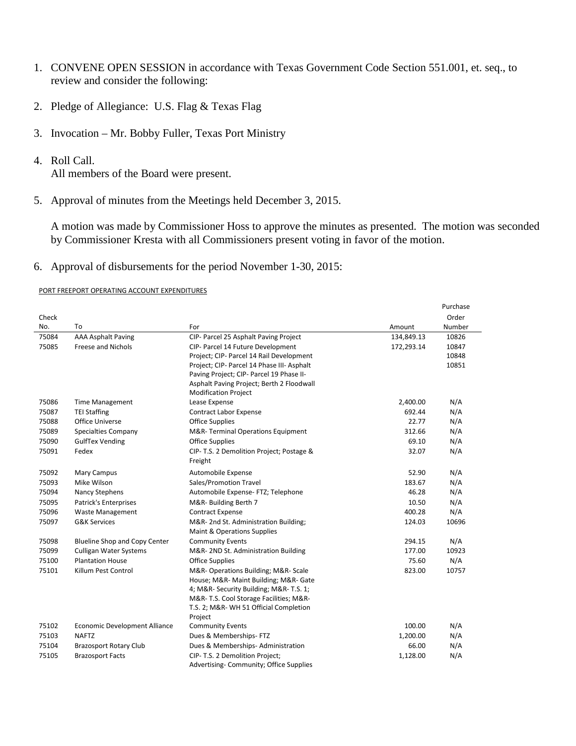1. CONVENE OPEN SESSION in accordance with Texas Government Code Section 551.001, et. seq., to review and consider the following:

2. Pledge of Allegiance: U.S. Flag & Texas Flag

3. Invocation – Mr. Bobby Fuller, Texas Port Ministry

4. Roll Call.
   All members of the Board were present.

5. Approval of minutes from the Meetings held December 3, 2015.

   A motion was made by Commissioner Hoss to approve the minutes as presented. The motion was seconded by Commissioner Kresta with all Commissioners present voting in favor of the motion.

6. Approval of disbursements for the period November 1-30, 2015:

PORT FREEPORT OPERATING ACCOUNT EXPENDITURES

| Check No. | To | For | Amount | Purchase Order Number |
|---|---|---|---|---|
| 75084 | AAA Asphalt Paving | CIP- Parcel 25 Asphalt Paving Project | 134,849.13 | 10826 |
| 75085 | Freese and Nichols | CIP- Parcel 14 Future Development Project; CIP- Parcel 14 Rail Development Project; CIP- Parcel 14 Phase III- Asphalt Paving Project; CIP- Parcel 19 Phase II- Asphalt Paving Project; Berth 2 Floodwall Modification Project | 172,293.14 | 10847 10848 10851 |
| 75086 | Time Management | Lease Expense | 2,400.00 | N/A |
| 75087 | TEI Staffing | Contract Labor Expense | 692.44 | N/A |
| 75088 | Office Universe | Office Supplies | 22.77 | N/A |
| 75089 | Specialties Company | M&R- Terminal Operations Equipment | 312.66 | N/A |
| 75090 | GulfTex Vending | Office Supplies | 69.10 | N/A |
| 75091 | Fedex | CIP- T.S. 2 Demolition Project; Postage & Freight | 32.07 | N/A |
| 75092 | Mary Campus | Automobile Expense | 52.90 | N/A |
| 75093 | Mike Wilson | Sales/Promotion Travel | 183.67 | N/A |
| 75094 | Nancy Stephens | Automobile Expense- FTZ; Telephone | 46.28 | N/A |
| 75095 | Patrick's Enterprises | M&R- Building Berth 7 | 10.50 | N/A |
| 75096 | Waste Management | Contract Expense | 400.28 | N/A |
| 75097 | G&K Services | M&R- 2nd St. Administration Building; Maint & Operations Supplies | 124.03 | 10696 |
| 75098 | Blueline Shop and Copy Center | Community Events | 294.15 | N/A |
| 75099 | Culligan Water Systems | M&R- 2ND St. Administration Building | 177.00 | 10923 |
| 75100 | Plantation House | Office Supplies | 75.60 | N/A |
| 75101 | Killum Pest Control | M&R- Operations Building; M&R- Scale House; M&R- Maint Building; M&R- Gate 4; M&R- Security Building; M&R- T.S. 1; M&R- T.S. Cool Storage Facilities; M&R- T.S. 2; M&R- WH 51 Official Completion Project | 823.00 | 10757 |
| 75102 | Economic Development Alliance | Community Events | 100.00 | N/A |
| 75103 | NAFTZ | Dues & Memberships- FTZ | 1,200.00 | N/A |
| 75104 | Brazosport Rotary Club | Dues & Memberships- Administration | 66.00 | N/A |
| 75105 | Brazosport Facts | CIP- T.S. 2 Demolition Project; Advertising- Community; Office Supplies | 1,128.00 | N/A |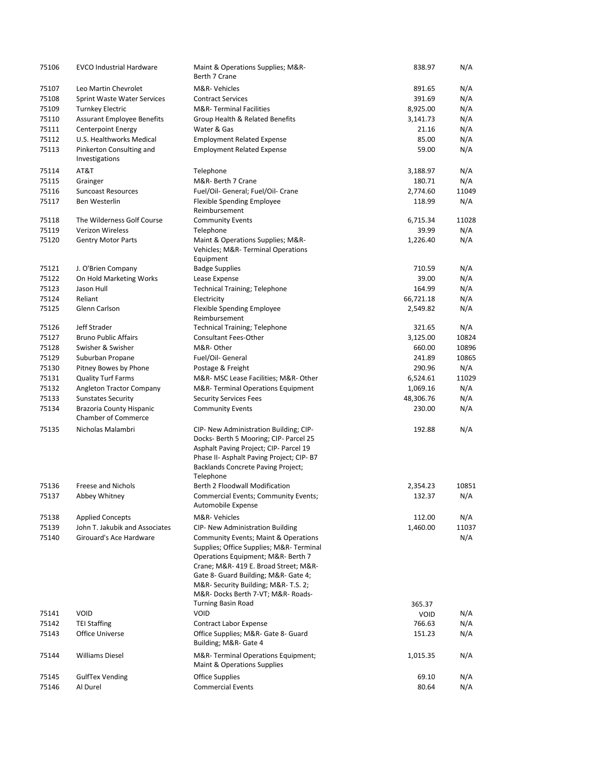| | | | | |
|---|---|---|---|---|
| 75106 | EVCO Industrial Hardware | Maint & Operations Supplies; M&R- Berth 7 Crane | 838.97 | N/A |
| 75107 | Leo Martin Chevrolet | M&R- Vehicles | 891.65 | N/A |
| 75108 | Sprint Waste Water Services | Contract Services | 391.69 | N/A |
| 75109 | Turnkey Electric | M&R- Terminal Facilities | 8,925.00 | N/A |
| 75110 | Assurant Employee Benefits | Group Health & Related Benefits | 3,141.73 | N/A |
| 75111 | Centerpoint Energy | Water & Gas | 21.16 | N/A |
| 75112 | U.S. Healthworks Medical | Employment Related Expense | 85.00 | N/A |
| 75113 | Pinkerton Consulting and Investigations | Employment Related Expense | 59.00 | N/A |
| 75114 | AT&T | Telephone | 3,188.97 | N/A |
| 75115 | Grainger | M&R- Berth 7 Crane | 180.71 | N/A |
| 75116 | Suncoast Resources | Fuel/Oil- General; Fuel/Oil- Crane | 2,774.60 | 11049 |
| 75117 | Ben Westerlin | Flexible Spending Employee Reimbursement | 118.99 | N/A |
| 75118 | The Wilderness Golf Course | Community Events | 6,715.34 | 11028 |
| 75119 | Verizon Wireless | Telephone | 39.99 | N/A |
| 75120 | Gentry Motor Parts | Maint & Operations Supplies; M&R- Vehicles; M&R- Terminal Operations Equipment | 1,226.40 | N/A |
| 75121 | J. O'Brien Company | Badge Supplies | 710.59 | N/A |
| 75122 | On Hold Marketing Works | Lease Expense | 39.00 | N/A |
| 75123 | Jason Hull | Technical Training; Telephone | 164.99 | N/A |
| 75124 | Reliant | Electricity | 66,721.18 | N/A |
| 75125 | Glenn Carlson | Flexible Spending Employee Reimbursement | 2,549.82 | N/A |
| 75126 | Jeff Strader | Technical Training; Telephone | 321.65 | N/A |
| 75127 | Bruno Public Affairs | Consultant Fees-Other | 3,125.00 | 10824 |
| 75128 | Swisher & Swisher | M&R- Other | 660.00 | 10896 |
| 75129 | Suburban Propane | Fuel/Oil- General | 241.89 | 10865 |
| 75130 | Pitney Bowes by Phone | Postage & Freight | 290.96 | N/A |
| 75131 | Quality Turf Farms | M&R- MSC Lease Facilities; M&R- Other | 6,524.61 | 11029 |
| 75132 | Angleton Tractor Company | M&R- Terminal Operations Equipment | 1,069.16 | N/A |
| 75133 | Sunstates Security | Security Services Fees | 48,306.76 | N/A |
| 75134 | Brazoria County Hispanic Chamber of Commerce | Community Events | 230.00 | N/A |
| 75135 | Nicholas Malambri | CIP- New Administration Building; CIP- Docks- Berth 5 Mooring; CIP- Parcel 25 Asphalt Paving Project; CIP- Parcel 19 Phase II- Asphalt Paving Project; CIP- B7 Backlands Concrete Paving Project; Telephone | 192.88 | N/A |
| 75136 | Freese and Nichols | Berth 2 Floodwall Modification | 2,354.23 | 10851 |
| 75137 | Abbey Whitney | Commercial Events; Community Events; Automobile Expense | 132.37 | N/A |
| 75138 | Applied Concepts | M&R- Vehicles | 112.00 | N/A |
| 75139 | John T. Jakubik and Associates | CIP- New Administration Building | 1,460.00 | 11037 |
| 75140 | Girouard's Ace Hardware | Community Events; Maint & Operations Supplies; Office Supplies; M&R- Terminal Operations Equipment; M&R- Berth 7 Crane; M&R- 419 E. Broad Street; M&R- Gate 8- Guard Building; M&R- Gate 4; M&R- Security Building; M&R- T.S. 2; M&R- Docks Berth 7-VT; M&R- Roads- Turning Basin Road | 365.37 | N/A |
| 75141 | VOID | VOID | VOID | N/A |
| 75142 | TEI Staffing | Contract Labor Expense | 766.63 | N/A |
| 75143 | Office Universe | Office Supplies; M&R- Gate 8- Guard Building; M&R- Gate 4 | 151.23 | N/A |
| 75144 | Williams Diesel | M&R- Terminal Operations Equipment; Maint & Operations Supplies | 1,015.35 | N/A |
| 75145 | GulfTex Vending | Office Supplies | 69.10 | N/A |
| 75146 | Al Durel | Commercial Events | 80.64 | N/A |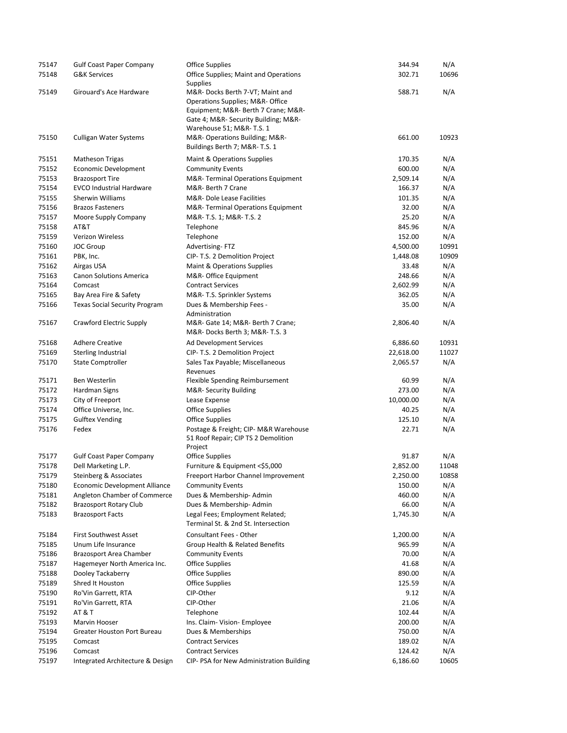| | | | | |
|---|---|---|---|---|
| 75147 | Gulf Coast Paper Company | Office Supplies | 344.94 | N/A |
| 75148 | G&K Services | Office Supplies; Maint and Operations Supplies | 302.71 | 10696 |
| 75149 | Girouard's Ace Hardware | M&R- Docks Berth 7-VT; Maint and Operations Supplies; M&R- Office Equipment; M&R- Berth 7 Crane; M&R- Gate 4; M&R- Security Building; M&R- Warehouse 51; M&R- T.S. 1 | 588.71 | N/A |
| 75150 | Culligan Water Systems | M&R- Operations Building; M&R- Buildings Berth 7; M&R- T.S. 1 | 661.00 | 10923 |
| 75151 | Matheson Trigas | Maint & Operations Supplies | 170.35 | N/A |
| 75152 | Economic Development | Community Events | 600.00 | N/A |
| 75153 | Brazosport Tire | M&R- Terminal Operations Equipment | 2,509.14 | N/A |
| 75154 | EVCO Industrial Hardware | M&R- Berth 7 Crane | 166.37 | N/A |
| 75155 | Sherwin Williams | M&R- Dole Lease Facilities | 101.35 | N/A |
| 75156 | Brazos Fasteners | M&R- Terminal Operations Equipment | 32.00 | N/A |
| 75157 | Moore Supply Company | M&R- T.S. 1; M&R- T.S. 2 | 25.20 | N/A |
| 75158 | AT&T | Telephone | 845.96 | N/A |
| 75159 | Verizon Wireless | Telephone | 152.00 | N/A |
| 75160 | JOC Group | Advertising- FTZ | 4,500.00 | 10991 |
| 75161 | PBK, Inc. | CIP- T.S. 2 Demolition Project | 1,448.08 | 10909 |
| 75162 | Airgas USA | Maint & Operations Supplies | 33.48 | N/A |
| 75163 | Canon Solutions America | M&R- Office Equipment | 248.66 | N/A |
| 75164 | Comcast | Contract Services | 2,602.99 | N/A |
| 75165 | Bay Area Fire & Safety | M&R- T.S. Sprinkler Systems | 362.05 | N/A |
| 75166 | Texas Social Security Program | Dues & Membership Fees - Administration | 35.00 | N/A |
| 75167 | Crawford Electric Supply | M&R- Gate 14; M&R- Berth 7 Crane; M&R- Docks Berth 3; M&R- T.S. 3 | 2,806.40 | N/A |
| 75168 | Adhere Creative | Ad Development Services | 6,886.60 | 10931 |
| 75169 | Sterling Industrial | CIP- T.S. 2 Demolition Project | 22,618.00 | 11027 |
| 75170 | State Comptroller | Sales Tax Payable; Miscellaneous Revenues | 2,065.57 | N/A |
| 75171 | Ben Westerlin | Flexible Spending Reimbursement | 60.99 | N/A |
| 75172 | Hardman Signs | M&R- Security Building | 273.00 | N/A |
| 75173 | City of Freeport | Lease Expense | 10,000.00 | N/A |
| 75174 | Office Universe, Inc. | Office Supplies | 40.25 | N/A |
| 75175 | Gulftex Vending | Office Supplies | 125.10 | N/A |
| 75176 | Fedex | Postage & Freight; CIP- M&R Warehouse 51 Roof Repair; CIP TS 2 Demolition Project | 22.71 | N/A |
| 75177 | Gulf Coast Paper Company | Office Supplies | 91.87 | N/A |
| 75178 | Dell Marketing L.P. | Furniture & Equipment <$5,000 | 2,852.00 | 11048 |
| 75179 | Steinberg & Associates | Freeport Harbor Channel Improvement | 2,250.00 | 10858 |
| 75180 | Economic Development Alliance | Community Events | 150.00 | N/A |
| 75181 | Angleton Chamber of Commerce | Dues & Membership- Admin | 460.00 | N/A |
| 75182 | Brazosport Rotary Club | Dues & Membership- Admin | 66.00 | N/A |
| 75183 | Brazosport Facts | Legal Fees; Employment Related; Terminal St. & 2nd St. Intersection | 1,745.30 | N/A |
| 75184 | First Southwest Asset | Consultant Fees - Other | 1,200.00 | N/A |
| 75185 | Unum Life Insurance | Group Health & Related Benefits | 965.99 | N/A |
| 75186 | Brazosport Area Chamber | Community Events | 70.00 | N/A |
| 75187 | Hagemeyer North America Inc. | Office Supplies | 41.68 | N/A |
| 75188 | Dooley Tackaberry | Office Supplies | 890.00 | N/A |
| 75189 | Shred It Houston | Office Supplies | 125.59 | N/A |
| 75190 | Ro'Vin Garrett, RTA | CIP-Other | 9.12 | N/A |
| 75191 | Ro'Vin Garrett, RTA | CIP-Other | 21.06 | N/A |
| 75192 | AT & T | Telephone | 102.44 | N/A |
| 75193 | Marvin Hooser | Ins. Claim- Vision- Employee | 200.00 | N/A |
| 75194 | Greater Houston Port Bureau | Dues & Memberships | 750.00 | N/A |
| 75195 | Comcast | Contract Services | 189.02 | N/A |
| 75196 | Comcast | Contract Services | 124.42 | N/A |
| 75197 | Integrated Architecture & Design | CIP- PSA for New Administration Building | 6,186.60 | 10605 |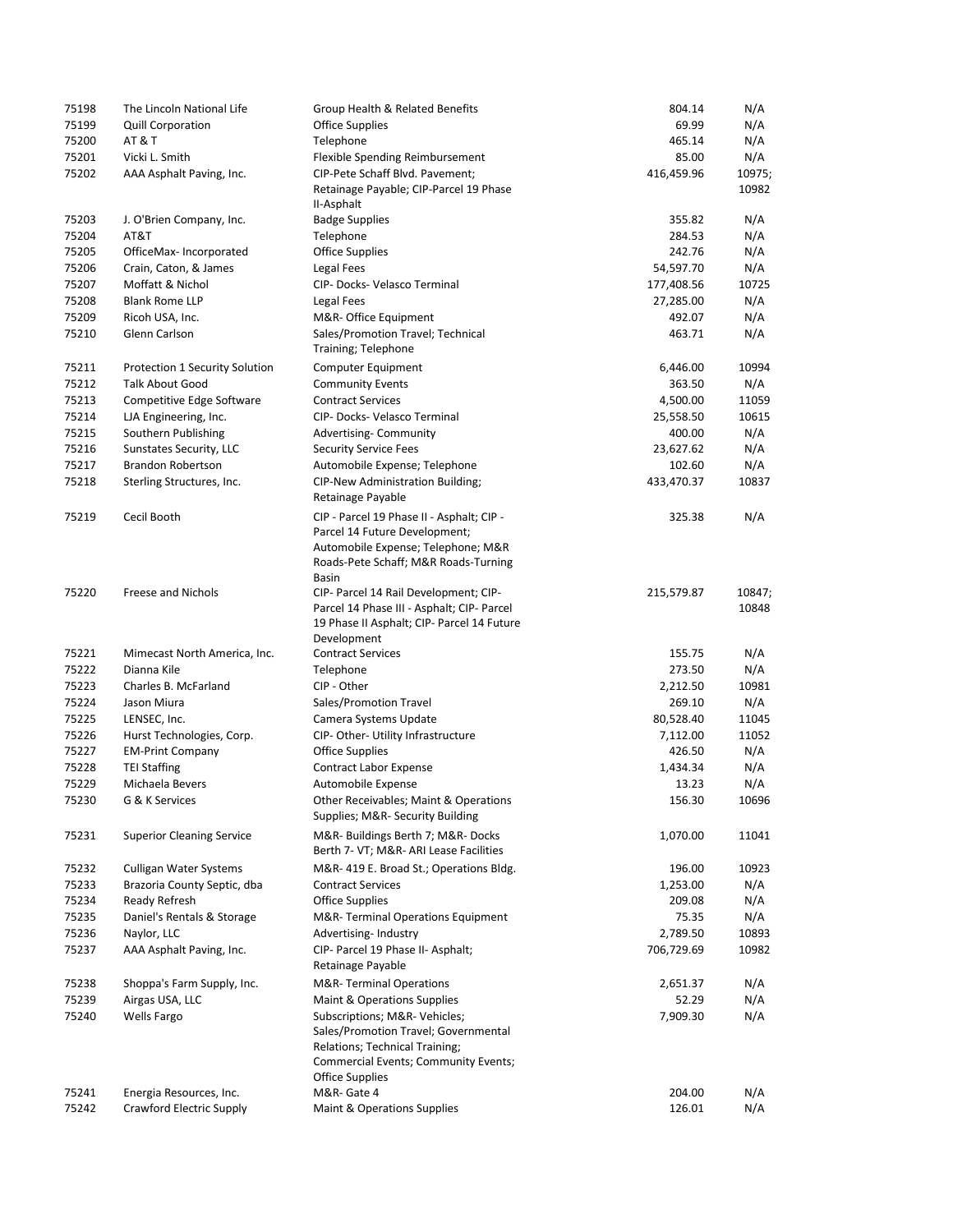| | | | | |
|---|---|---|---|---|
| 75198 | The Lincoln National Life | Group Health & Related Benefits | 804.14 | N/A |
| 75199 | Quill Corporation | Office Supplies | 69.99 | N/A |
| 75200 | AT & T | Telephone | 465.14 | N/A |
| 75201 | Vicki L. Smith | Flexible Spending Reimbursement | 85.00 | N/A |
| 75202 | AAA Asphalt Paving, Inc. | CIP-Pete Schaff Blvd. Pavement; Retainage Payable; CIP-Parcel 19 Phase II-Asphalt | 416,459.96 | 10975; 10982 |
| 75203 | J. O'Brien Company, Inc. | Badge Supplies | 355.82 | N/A |
| 75204 | AT&T | Telephone | 284.53 | N/A |
| 75205 | OfficeMax- Incorporated | Office Supplies | 242.76 | N/A |
| 75206 | Crain, Caton, & James | Legal Fees | 54,597.70 | N/A |
| 75207 | Moffatt & Nichol | CIP- Docks- Velasco Terminal | 177,408.56 | 10725 |
| 75208 | Blank Rome LLP | Legal Fees | 27,285.00 | N/A |
| 75209 | Ricoh USA, Inc. | M&R- Office Equipment | 492.07 | N/A |
| 75210 | Glenn Carlson | Sales/Promotion Travel; Technical Training; Telephone | 463.71 | N/A |
| 75211 | Protection 1 Security Solution | Computer Equipment | 6,446.00 | 10994 |
| 75212 | Talk About Good | Community Events | 363.50 | N/A |
| 75213 | Competitive Edge Software | Contract Services | 4,500.00 | 11059 |
| 75214 | LJA Engineering, Inc. | CIP- Docks- Velasco Terminal | 25,558.50 | 10615 |
| 75215 | Southern Publishing | Advertising- Community | 400.00 | N/A |
| 75216 | Sunstates Security, LLC | Security Service Fees | 23,627.62 | N/A |
| 75217 | Brandon Robertson | Automobile Expense; Telephone | 102.60 | N/A |
| 75218 | Sterling Structures, Inc. | CIP-New Administration Building; Retainage Payable | 433,470.37 | 10837 |
| 75219 | Cecil Booth | CIP - Parcel 19 Phase II - Asphalt; CIP - Parcel 14 Future Development; Automobile Expense; Telephone; M&R Roads-Pete Schaff; M&R Roads-Turning Basin | 325.38 | N/A |
| 75220 | Freese and Nichols | CIP- Parcel 14 Rail Development; CIP- Parcel 14 Phase III - Asphalt; CIP- Parcel 19 Phase II Asphalt; CIP- Parcel 14 Future Development | 215,579.87 | 10847; 10848 |
| 75221 | Mimecast North America, Inc. | Contract Services | 155.75 | N/A |
| 75222 | Dianna Kile | Telephone | 273.50 | N/A |
| 75223 | Charles B. McFarland | CIP - Other | 2,212.50 | 10981 |
| 75224 | Jason Miura | Sales/Promotion Travel | 269.10 | N/A |
| 75225 | LENSEC, Inc. | Camera Systems Update | 80,528.40 | 11045 |
| 75226 | Hurst Technologies, Corp. | CIP- Other- Utility Infrastructure | 7,112.00 | 11052 |
| 75227 | EM-Print Company | Office Supplies | 426.50 | N/A |
| 75228 | TEI Staffing | Contract Labor Expense | 1,434.34 | N/A |
| 75229 | Michaela Bevers | Automobile Expense | 13.23 | N/A |
| 75230 | G & K Services | Other Receivables; Maint & Operations Supplies; M&R- Security Building | 156.30 | 10696 |
| 75231 | Superior Cleaning Service | M&R- Buildings Berth 7; M&R- Docks Berth 7- VT; M&R- ARI Lease Facilities | 1,070.00 | 11041 |
| 75232 | Culligan Water Systems | M&R- 419 E. Broad St.; Operations Bldg. | 196.00 | 10923 |
| 75233 | Brazoria County Septic, dba | Contract Services | 1,253.00 | N/A |
| 75234 | Ready Refresh | Office Supplies | 209.08 | N/A |
| 75235 | Daniel's Rentals & Storage | M&R- Terminal Operations Equipment | 75.35 | N/A |
| 75236 | Naylor, LLC | Advertising- Industry | 2,789.50 | 10893 |
| 75237 | AAA Asphalt Paving, Inc. | CIP- Parcel 19 Phase II- Asphalt; Retainage Payable | 706,729.69 | 10982 |
| 75238 | Shoppa's Farm Supply, Inc. | M&R- Terminal Operations | 2,651.37 | N/A |
| 75239 | Airgas USA, LLC | Maint & Operations Supplies | 52.29 | N/A |
| 75240 | Wells Fargo | Subscriptions; M&R- Vehicles; Sales/Promotion Travel; Governmental Relations; Technical Training; Commercial Events; Community Events; Office Supplies | 7,909.30 | N/A |
| 75241 | Energia Resources, Inc. | M&R- Gate 4 | 204.00 | N/A |
| 75242 | Crawford Electric Supply | Maint & Operations Supplies | 126.01 | N/A |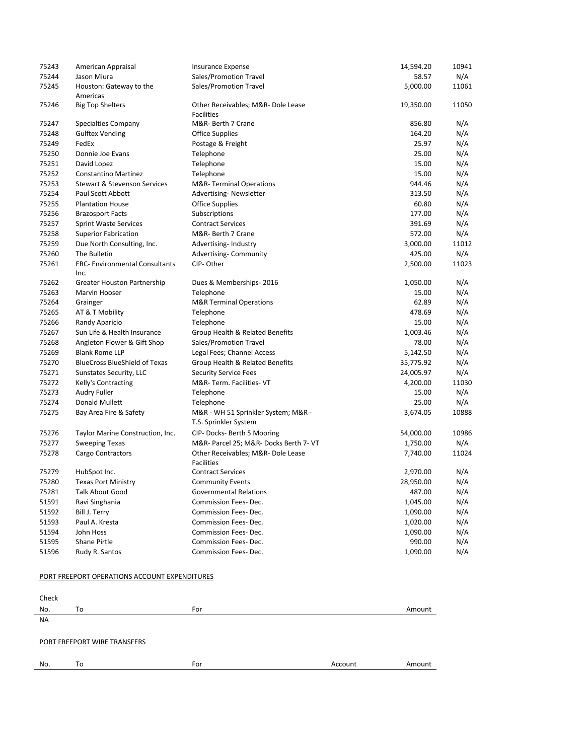| | | | | |
|---|---|---|---|---|
| 75243 | American Appraisal | Insurance Expense | 14,594.20 | 10941 |
| 75244 | Jason Miura | Sales/Promotion Travel | 58.57 | N/A |
| 75245 | Houston: Gateway to the Americas | Sales/Promotion Travel | 5,000.00 | 11061 |
| 75246 | Big Top Shelters | Other Receivables; M&R- Dole Lease Facilities | 19,350.00 | 11050 |
| 75247 | Specialties Company | M&R- Berth 7 Crane | 856.80 | N/A |
| 75248 | Gulftex Vending | Office Supplies | 164.20 | N/A |
| 75249 | FedEx | Postage & Freight | 25.97 | N/A |
| 75250 | Donnie Joe Evans | Telephone | 25.00 | N/A |
| 75251 | David Lopez | Telephone | 15.00 | N/A |
| 75252 | Constantino Martinez | Telephone | 15.00 | N/A |
| 75253 | Stewart & Stevenson Services | M&R- Terminal Operations | 944.46 | N/A |
| 75254 | Paul Scott Abbott | Advertising- Newsletter | 313.50 | N/A |
| 75255 | Plantation House | Office Supplies | 60.80 | N/A |
| 75256 | Brazosport Facts | Subscriptions | 177.00 | N/A |
| 75257 | Sprint Waste Services | Contract Services | 391.69 | N/A |
| 75258 | Superior Fabrication | M&R- Berth 7 Crane | 572.00 | N/A |
| 75259 | Due North Consulting, Inc. | Advertising- Industry | 3,000.00 | 11012 |
| 75260 | The Bulletin | Advertising- Community | 425.00 | N/A |
| 75261 | ERC- Environmental Consultants Inc. | CIP- Other | 2,500.00 | 11023 |
| 75262 | Greater Houston Partnership | Dues & Memberships- 2016 | 1,050.00 | N/A |
| 75263 | Marvin Hooser | Telephone | 15.00 | N/A |
| 75264 | Grainger | M&R Terminal Operations | 62.89 | N/A |
| 75265 | AT & T Mobility | Telephone | 478.69 | N/A |
| 75266 | Randy Aparicio | Telephone | 15.00 | N/A |
| 75267 | Sun Life & Health Insurance | Group Health & Related Benefits | 1,003.46 | N/A |
| 75268 | Angleton Flower & Gift Shop | Sales/Promotion Travel | 78.00 | N/A |
| 75269 | Blank Rome LLP | Legal Fees; Channel Access | 5,142.50 | N/A |
| 75270 | BlueCross BlueShield of Texas | Group Health & Related Benefits | 35,775.92 | N/A |
| 75271 | Sunstates Security, LLC | Security Service Fees | 24,005.97 | N/A |
| 75272 | Kelly's Contracting | M&R- Term. Facilities- VT | 4,200.00 | 11030 |
| 75273 | Audry Fuller | Telephone | 15.00 | N/A |
| 75274 | Donald Mullett | Telephone | 25.00 | N/A |
| 75275 | Bay Area Fire & Safety | M&R - WH 51 Sprinkler System; M&R - T.S. Sprinkler System | 3,674.05 | 10888 |
| 75276 | Taylor Marine Construction, Inc. | CIP- Docks- Berth 5 Mooring | 54,000.00 | 10986 |
| 75277 | Sweeping Texas | M&R- Parcel 25; M&R- Docks Berth 7- VT | 1,750.00 | N/A |
| 75278 | Cargo Contractors | Other Receivables; M&R- Dole Lease Facilities | 7,740.00 | 11024 |
| 75279 | HubSpot Inc. | Contract Services | 2,970.00 | N/A |
| 75280 | Texas Port Ministry | Community Events | 28,950.00 | N/A |
| 75281 | Talk About Good | Governmental Relations | 487.00 | N/A |
| 51591 | Ravi Singhania | Commission Fees- Dec. | 1,045.00 | N/A |
| 51592 | Bill J. Terry | Commission Fees- Dec. | 1,090.00 | N/A |
| 51593 | Paul A. Kresta | Commission Fees- Dec. | 1,020.00 | N/A |
| 51594 | John Hoss | Commission Fees- Dec. | 1,090.00 | N/A |
| 51595 | Shane Pirtle | Commission Fees- Dec. | 990.00 | N/A |
| 51596 | Rudy R. Santos | Commission Fees- Dec. | 1,090.00 | N/A |

PORT FREEPORT OPERATIONS ACCOUNT EXPENDITURES

| Check No. | To | For | Amount |
|---|---|---|---|
| NA | | | |

PORT FREEPORT WIRE TRANSFERS

| No. | To | For | Account | Amount |
|---|---|---|---|---|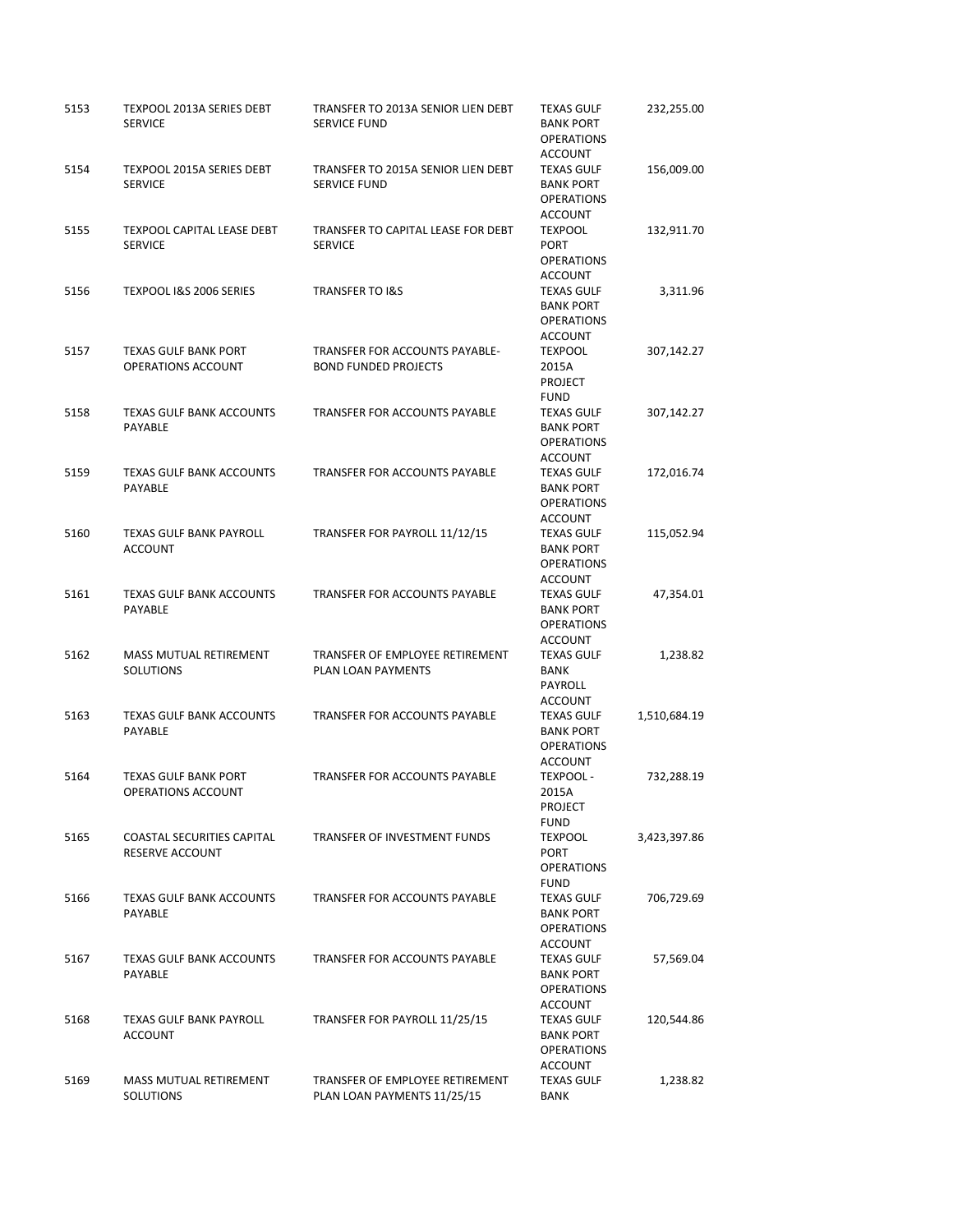| | | | | |
|---|---|---|---|---|
| 5153 | TEXPOOL 2013A SERIES DEBT SERVICE | TRANSFER TO 2013A SENIOR LIEN DEBT SERVICE FUND | TEXAS GULF BANK PORT OPERATIONS ACCOUNT | 232,255.00 |
| 5154 | TEXPOOL 2015A SERIES DEBT SERVICE | TRANSFER TO 2015A SENIOR LIEN DEBT SERVICE FUND | TEXAS GULF BANK PORT OPERATIONS ACCOUNT | 156,009.00 |
| 5155 | TEXPOOL CAPITAL LEASE DEBT SERVICE | TRANSFER TO CAPITAL LEASE FOR DEBT SERVICE | TEXPOOL PORT OPERATIONS ACCOUNT | 132,911.70 |
| 5156 | TEXPOOL I&S 2006 SERIES | TRANSFER TO I&S | TEXAS GULF BANK PORT OPERATIONS ACCOUNT | 3,311.96 |
| 5157 | TEXAS GULF BANK PORT OPERATIONS ACCOUNT | TRANSFER FOR ACCOUNTS PAYABLE-BOND FUNDED PROJECTS | TEXPOOL 2015A PROJECT FUND | 307,142.27 |
| 5158 | TEXAS GULF BANK ACCOUNTS PAYABLE | TRANSFER FOR ACCOUNTS PAYABLE | TEXAS GULF BANK PORT OPERATIONS ACCOUNT | 307,142.27 |
| 5159 | TEXAS GULF BANK ACCOUNTS PAYABLE | TRANSFER FOR ACCOUNTS PAYABLE | TEXAS GULF BANK PORT OPERATIONS ACCOUNT | 172,016.74 |
| 5160 | TEXAS GULF BANK PAYROLL ACCOUNT | TRANSFER FOR PAYROLL 11/12/15 | TEXAS GULF BANK PORT OPERATIONS ACCOUNT | 115,052.94 |
| 5161 | TEXAS GULF BANK ACCOUNTS PAYABLE | TRANSFER FOR ACCOUNTS PAYABLE | TEXAS GULF BANK PORT OPERATIONS ACCOUNT | 47,354.01 |
| 5162 | MASS MUTUAL RETIREMENT SOLUTIONS | TRANSFER OF EMPLOYEE RETIREMENT PLAN LOAN PAYMENTS | TEXAS GULF BANK PAYROLL ACCOUNT | 1,238.82 |
| 5163 | TEXAS GULF BANK ACCOUNTS PAYABLE | TRANSFER FOR ACCOUNTS PAYABLE | TEXAS GULF BANK PORT OPERATIONS ACCOUNT | 1,510,684.19 |
| 5164 | TEXAS GULF BANK PORT OPERATIONS ACCOUNT | TRANSFER FOR ACCOUNTS PAYABLE | TEXPOOL - 2015A PROJECT FUND | 732,288.19 |
| 5165 | COASTAL SECURITIES CAPITAL RESERVE ACCOUNT | TRANSFER OF INVESTMENT FUNDS | TEXPOOL PORT OPERATIONS FUND | 3,423,397.86 |
| 5166 | TEXAS GULF BANK ACCOUNTS PAYABLE | TRANSFER FOR ACCOUNTS PAYABLE | TEXAS GULF BANK PORT OPERATIONS ACCOUNT | 706,729.69 |
| 5167 | TEXAS GULF BANK ACCOUNTS PAYABLE | TRANSFER FOR ACCOUNTS PAYABLE | TEXAS GULF BANK PORT OPERATIONS ACCOUNT | 57,569.04 |
| 5168 | TEXAS GULF BANK PAYROLL ACCOUNT | TRANSFER FOR PAYROLL 11/25/15 | TEXAS GULF BANK PORT OPERATIONS ACCOUNT | 120,544.86 |
| 5169 | MASS MUTUAL RETIREMENT SOLUTIONS | TRANSFER OF EMPLOYEE RETIREMENT PLAN LOAN PAYMENTS 11/25/15 | TEXAS GULF BANK | 1,238.82 |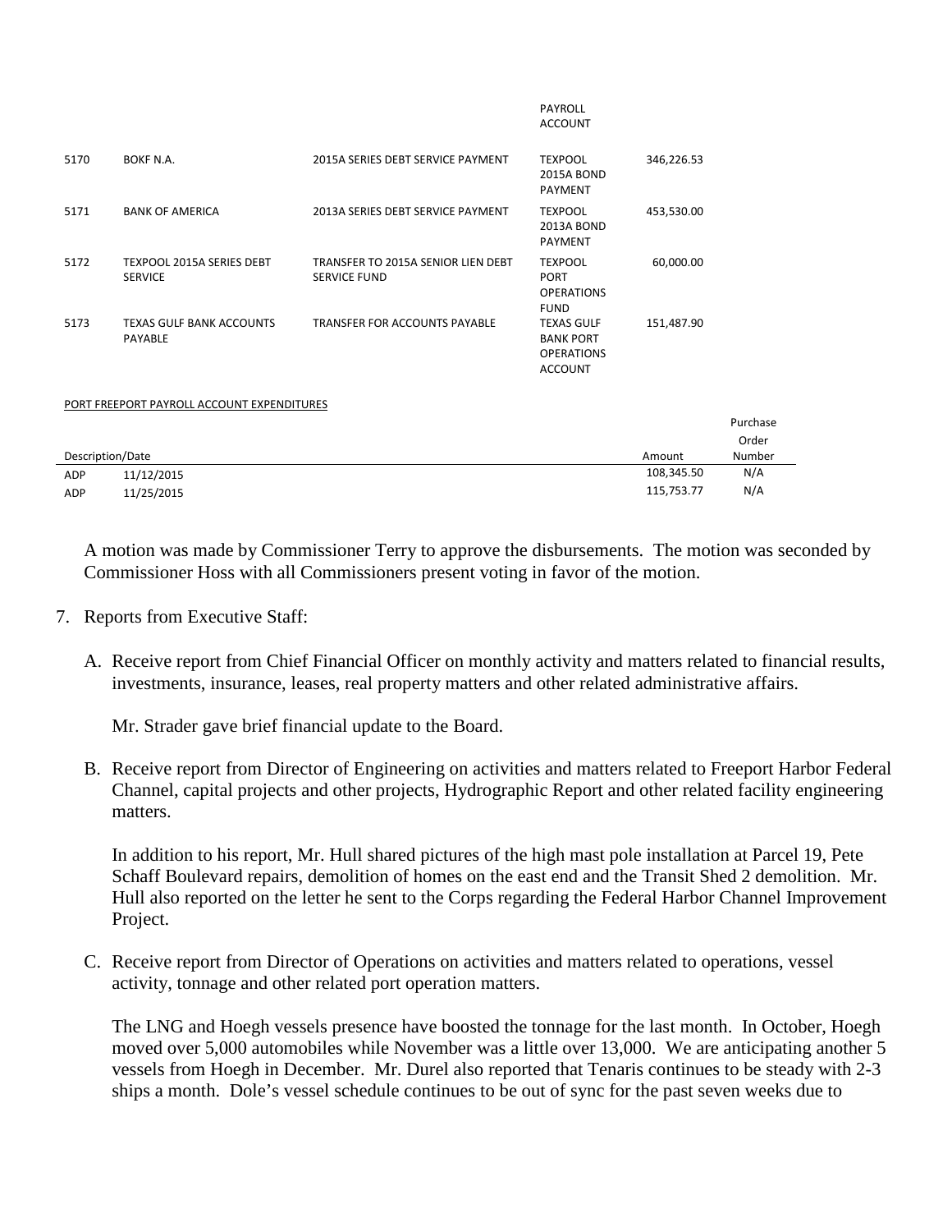| | | | PAYROLL ACCOUNT | |
|---|---|---|---|---|
| 5170 | BOKF N.A. | 2015A SERIES DEBT SERVICE PAYMENT | TEXPOOL 2015A BOND PAYMENT | 346,226.53 |
| 5171 | BANK OF AMERICA | 2013A SERIES DEBT SERVICE PAYMENT | TEXPOOL 2013A BOND PAYMENT | 453,530.00 |
| 5172 | TEXPOOL 2015A SERIES DEBT SERVICE | TRANSFER TO 2015A SENIOR LIEN DEBT SERVICE FUND | TEXPOOL PORT OPERATIONS FUND | 60,000.00 |
| 5173 | TEXAS GULF BANK ACCOUNTS PAYABLE | TRANSFER FOR ACCOUNTS PAYABLE | TEXAS GULF BANK PORT OPERATIONS ACCOUNT | 151,487.90 |

PORT FREEPORT PAYROLL ACCOUNT EXPENDITURES

| Description/Date | | Amount | Purchase Order Number |
|---|---|---|---|
| ADP | 11/12/2015 | 108,345.50 | N/A |
| ADP | 11/25/2015 | 115,753.77 | N/A |

A motion was made by Commissioner Terry to approve the disbursements. The motion was seconded by Commissioner Hoss with all Commissioners present voting in favor of the motion.

7. Reports from Executive Staff:

   A. Receive report from Chief Financial Officer on monthly activity and matters related to financial results, investments, insurance, leases, real property matters and other related administrative affairs.

      Mr. Strader gave brief financial update to the Board.

   B. Receive report from Director of Engineering on activities and matters related to Freeport Harbor Federal Channel, capital projects and other projects, Hydrographic Report and other related facility engineering matters.

      In addition to his report, Mr. Hull shared pictures of the high mast pole installation at Parcel 19, Pete Schaff Boulevard repairs, demolition of homes on the east end and the Transit Shed 2 demolition. Mr. Hull also reported on the letter he sent to the Corps regarding the Federal Harbor Channel Improvement Project.

   C. Receive report from Director of Operations on activities and matters related to operations, vessel activity, tonnage and other related port operation matters.

      The LNG and Hoegh vessels presence have boosted the tonnage for the last month. In October, Hoegh moved over 5,000 automobiles while November was a little over 13,000. We are anticipating another 5 vessels from Hoegh in December. Mr. Durel also reported that Tenaris continues to be steady with 2-3 ships a month. Dole's vessel schedule continues to be out of sync for the past seven weeks due to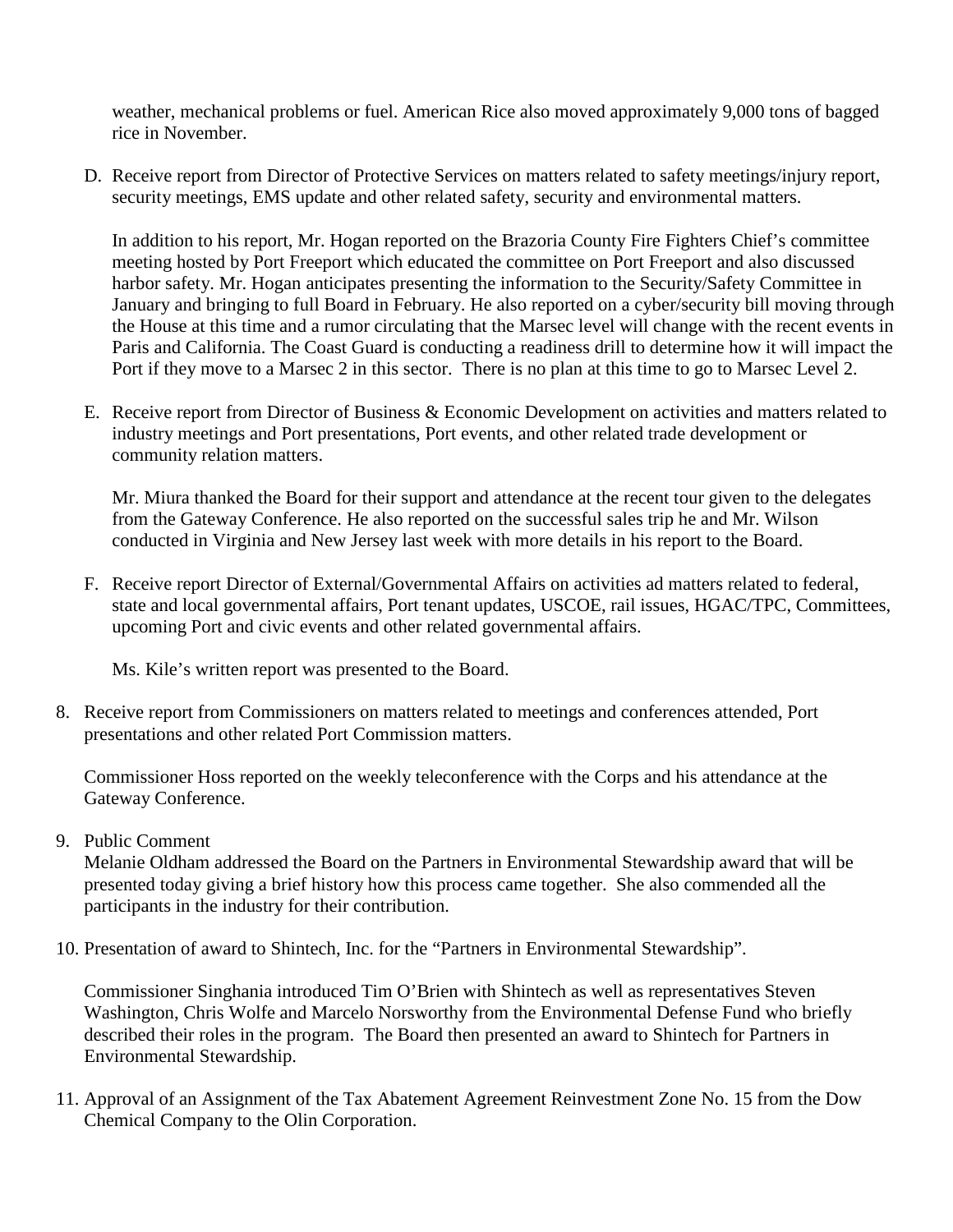weather, mechanical problems or fuel. American Rice also moved approximately 9,000 tons of bagged rice in November.

D. Receive report from Director of Protective Services on matters related to safety meetings/injury report, security meetings, EMS update and other related safety, security and environmental matters.

   In addition to his report, Mr. Hogan reported on the Brazoria County Fire Fighters Chief's committee meeting hosted by Port Freeport which educated the committee on Port Freeport and also discussed harbor safety. Mr. Hogan anticipates presenting the information to the Security/Safety Committee in January and bringing to full Board in February. He also reported on a cyber/security bill moving through the House at this time and a rumor circulating that the Marsec level will change with the recent events in Paris and California. The Coast Guard is conducting a readiness drill to determine how it will impact the Port if they move to a Marsec 2 in this sector. There is no plan at this time to go to Marsec Level 2.

E. Receive report from Director of Business & Economic Development on activities and matters related to industry meetings and Port presentations, Port events, and other related trade development or community relation matters.

   Mr. Miura thanked the Board for their support and attendance at the recent tour given to the delegates from the Gateway Conference. He also reported on the successful sales trip he and Mr. Wilson conducted in Virginia and New Jersey last week with more details in his report to the Board.

F. Receive report Director of External/Governmental Affairs on activities ad matters related to federal, state and local governmental affairs, Port tenant updates, USCOE, rail issues, HGAC/TPC, Committees, upcoming Port and civic events and other related governmental affairs.

   Ms. Kile's written report was presented to the Board.

8. Receive report from Commissioners on matters related to meetings and conferences attended, Port presentations and other related Port Commission matters.

   Commissioner Hoss reported on the weekly teleconference with the Corps and his attendance at the Gateway Conference.

9. Public Comment

   Melanie Oldham addressed the Board on the Partners in Environmental Stewardship award that will be presented today giving a brief history how this process came together. She also commended all the participants in the industry for their contribution.

10. Presentation of award to Shintech, Inc. for the "Partners in Environmental Stewardship".

    Commissioner Singhania introduced Tim O'Brien with Shintech as well as representatives Steven Washington, Chris Wolfe and Marcelo Norsworthy from the Environmental Defense Fund who briefly described their roles in the program. The Board then presented an award to Shintech for Partners in Environmental Stewardship.

11. Approval of an Assignment of the Tax Abatement Agreement Reinvestment Zone No. 15 from the Dow Chemical Company to the Olin Corporation.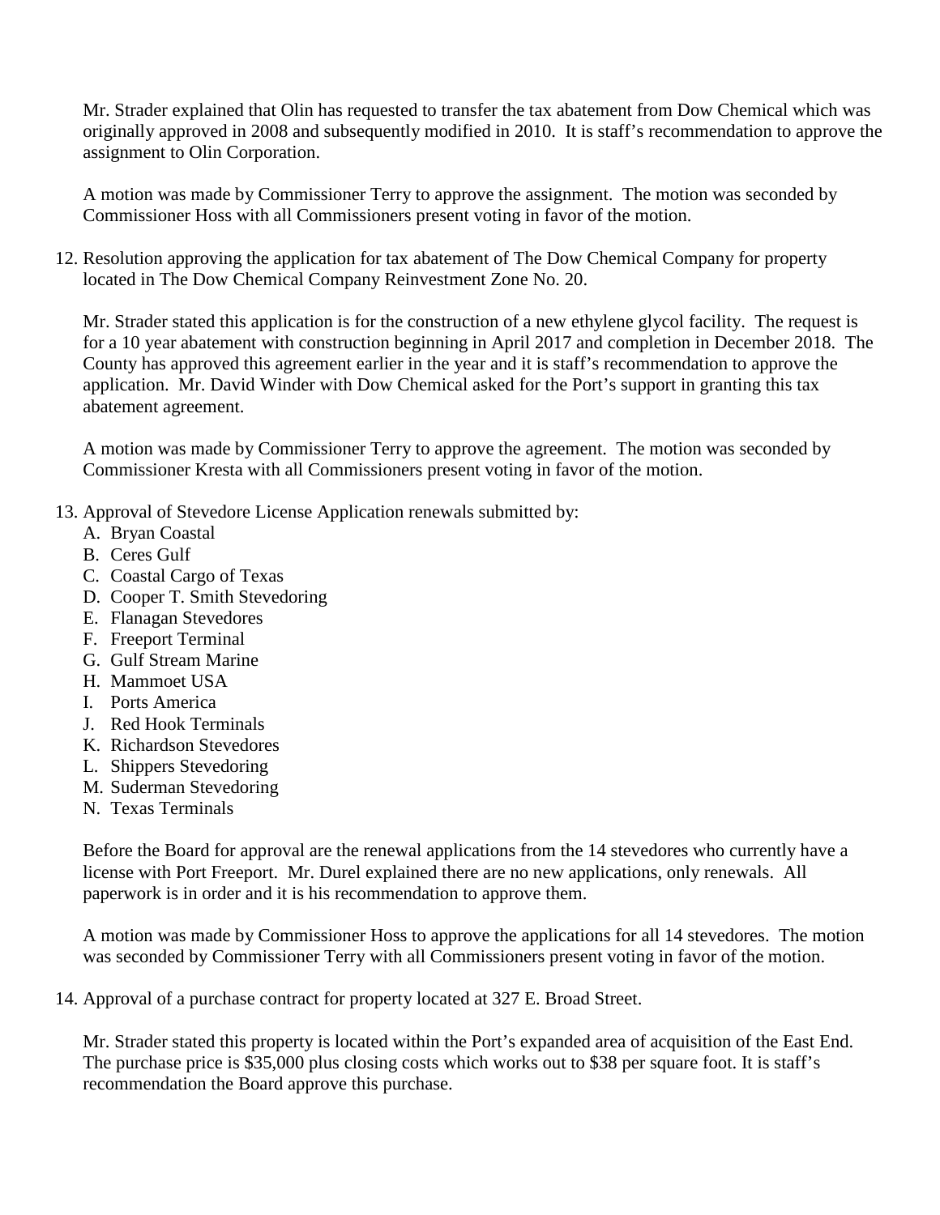Mr. Strader explained that Olin has requested to transfer the tax abatement from Dow Chemical which was originally approved in 2008 and subsequently modified in 2010. It is staff's recommendation to approve the assignment to Olin Corporation.

A motion was made by Commissioner Terry to approve the assignment. The motion was seconded by Commissioner Hoss with all Commissioners present voting in favor of the motion.

12. Resolution approving the application for tax abatement of The Dow Chemical Company for property located in The Dow Chemical Company Reinvestment Zone No. 20.

    Mr. Strader stated this application is for the construction of a new ethylene glycol facility. The request is for a 10 year abatement with construction beginning in April 2017 and completion in December 2018. The County has approved this agreement earlier in the year and it is staff's recommendation to approve the application. Mr. David Winder with Dow Chemical asked for the Port's support in granting this tax abatement agreement.

    A motion was made by Commissioner Terry to approve the agreement. The motion was seconded by Commissioner Kresta with all Commissioners present voting in favor of the motion.

13. Approval of Stevedore License Application renewals submitted by:
    A. Bryan Coastal
    B. Ceres Gulf
    C. Coastal Cargo of Texas
    D. Cooper T. Smith Stevedoring
    E. Flanagan Stevedores
    F. Freeport Terminal
    G. Gulf Stream Marine
    H. Mammoet USA
    I. Ports America
    J. Red Hook Terminals
    K. Richardson Stevedores
    L. Shippers Stevedoring
    M. Suderman Stevedoring
    N. Texas Terminals

    Before the Board for approval are the renewal applications from the 14 stevedores who currently have a license with Port Freeport. Mr. Durel explained there are no new applications, only renewals. All paperwork is in order and it is his recommendation to approve them.

    A motion was made by Commissioner Hoss to approve the applications for all 14 stevedores. The motion was seconded by Commissioner Terry with all Commissioners present voting in favor of the motion.

14. Approval of a purchase contract for property located at 327 E. Broad Street.

    Mr. Strader stated this property is located within the Port's expanded area of acquisition of the East End. The purchase price is $35,000 plus closing costs which works out to $38 per square foot. It is staff's recommendation the Board approve this purchase.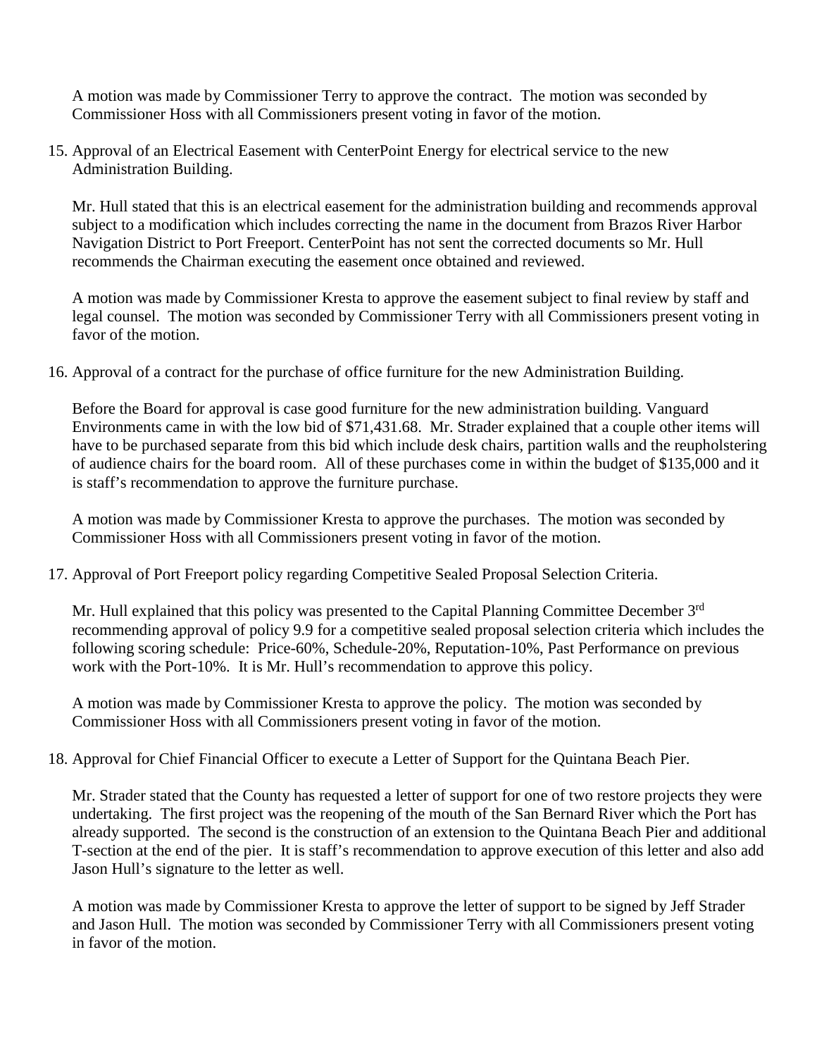A motion was made by Commissioner Terry to approve the contract. The motion was seconded by Commissioner Hoss with all Commissioners present voting in favor of the motion.

15. Approval of an Electrical Easement with CenterPoint Energy for electrical service to the new Administration Building.

    Mr. Hull stated that this is an electrical easement for the administration building and recommends approval subject to a modification which includes correcting the name in the document from Brazos River Harbor Navigation District to Port Freeport. CenterPoint has not sent the corrected documents so Mr. Hull recommends the Chairman executing the easement once obtained and reviewed.

    A motion was made by Commissioner Kresta to approve the easement subject to final review by staff and legal counsel. The motion was seconded by Commissioner Terry with all Commissioners present voting in favor of the motion.

16. Approval of a contract for the purchase of office furniture for the new Administration Building.

    Before the Board for approval is case good furniture for the new administration building. Vanguard Environments came in with the low bid of $71,431.68. Mr. Strader explained that a couple other items will have to be purchased separate from this bid which include desk chairs, partition walls and the reupholstering of audience chairs for the board room. All of these purchases come in within the budget of $135,000 and it is staff's recommendation to approve the furniture purchase.

    A motion was made by Commissioner Kresta to approve the purchases. The motion was seconded by Commissioner Hoss with all Commissioners present voting in favor of the motion.

17. Approval of Port Freeport policy regarding Competitive Sealed Proposal Selection Criteria.

    Mr. Hull explained that this policy was presented to the Capital Planning Committee December 3rd recommending approval of policy 9.9 for a competitive sealed proposal selection criteria which includes the following scoring schedule: Price-60%, Schedule-20%, Reputation-10%, Past Performance on previous work with the Port-10%. It is Mr. Hull's recommendation to approve this policy.

    A motion was made by Commissioner Kresta to approve the policy. The motion was seconded by Commissioner Hoss with all Commissioners present voting in favor of the motion.

18. Approval for Chief Financial Officer to execute a Letter of Support for the Quintana Beach Pier.

    Mr. Strader stated that the County has requested a letter of support for one of two restore projects they were undertaking. The first project was the reopening of the mouth of the San Bernard River which the Port has already supported. The second is the construction of an extension to the Quintana Beach Pier and additional T-section at the end of the pier. It is staff's recommendation to approve execution of this letter and also add Jason Hull's signature to the letter as well.

    A motion was made by Commissioner Kresta to approve the letter of support to be signed by Jeff Strader and Jason Hull. The motion was seconded by Commissioner Terry with all Commissioners present voting in favor of the motion.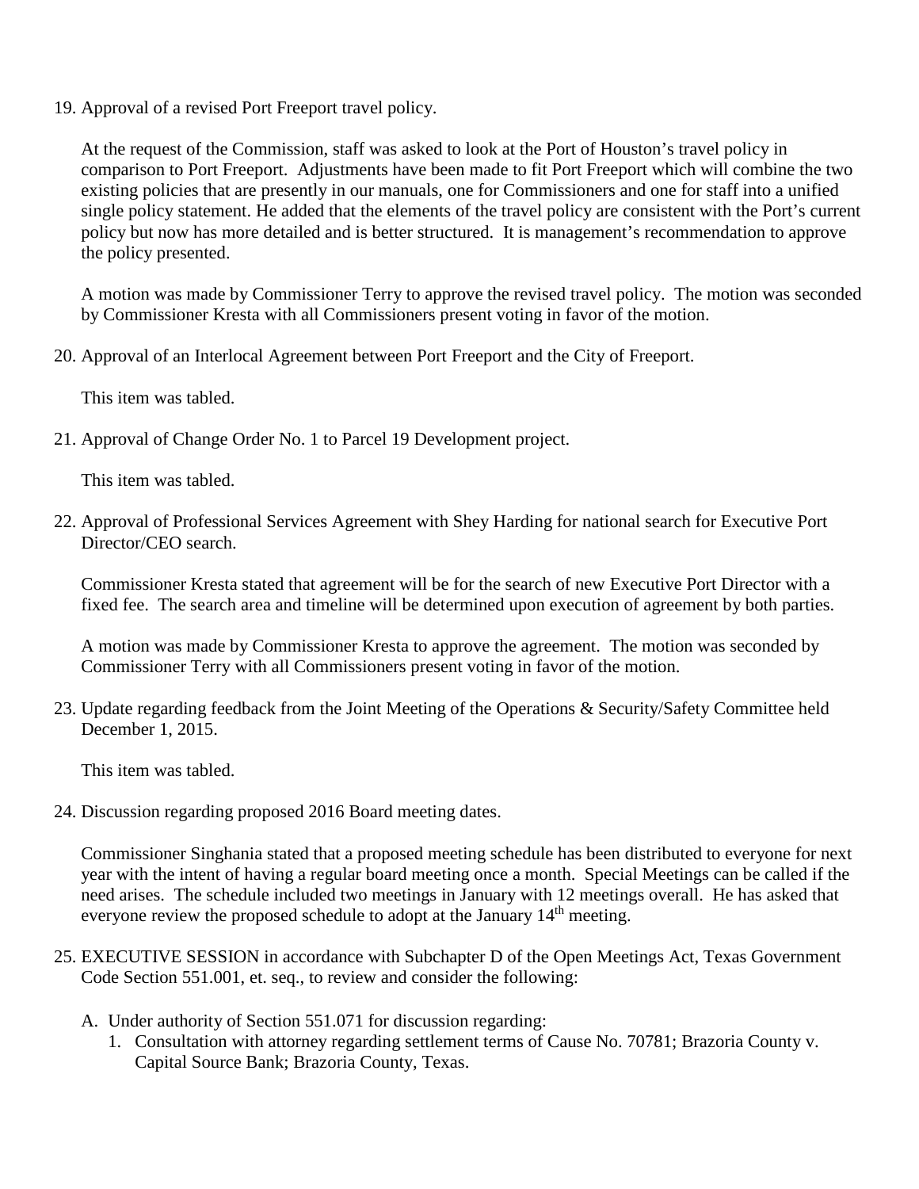19. Approval of a revised Port Freeport travel policy.

    At the request of the Commission, staff was asked to look at the Port of Houston's travel policy in comparison to Port Freeport. Adjustments have been made to fit Port Freeport which will combine the two existing policies that are presently in our manuals, one for Commissioners and one for staff into a unified single policy statement. He added that the elements of the travel policy are consistent with the Port's current policy but now has more detailed and is better structured. It is management's recommendation to approve the policy presented.

    A motion was made by Commissioner Terry to approve the revised travel policy. The motion was seconded by Commissioner Kresta with all Commissioners present voting in favor of the motion.

20. Approval of an Interlocal Agreement between Port Freeport and the City of Freeport.

    This item was tabled.

21. Approval of Change Order No. 1 to Parcel 19 Development project.

    This item was tabled.

22. Approval of Professional Services Agreement with Shey Harding for national search for Executive Port Director/CEO search.

    Commissioner Kresta stated that agreement will be for the search of new Executive Port Director with a fixed fee. The search area and timeline will be determined upon execution of agreement by both parties.

    A motion was made by Commissioner Kresta to approve the agreement. The motion was seconded by Commissioner Terry with all Commissioners present voting in favor of the motion.

23. Update regarding feedback from the Joint Meeting of the Operations & Security/Safety Committee held December 1, 2015.

    This item was tabled.

24. Discussion regarding proposed 2016 Board meeting dates.

    Commissioner Singhania stated that a proposed meeting schedule has been distributed to everyone for next year with the intent of having a regular board meeting once a month. Special Meetings can be called if the need arises. The schedule included two meetings in January with 12 meetings overall. He has asked that everyone review the proposed schedule to adopt at the January 14th meeting.

25. EXECUTIVE SESSION in accordance with Subchapter D of the Open Meetings Act, Texas Government Code Section 551.001, et. seq., to review and consider the following:

    A. Under authority of Section 551.071 for discussion regarding:
       1. Consultation with attorney regarding settlement terms of Cause No. 70781; Brazoria County v. Capital Source Bank; Brazoria County, Texas.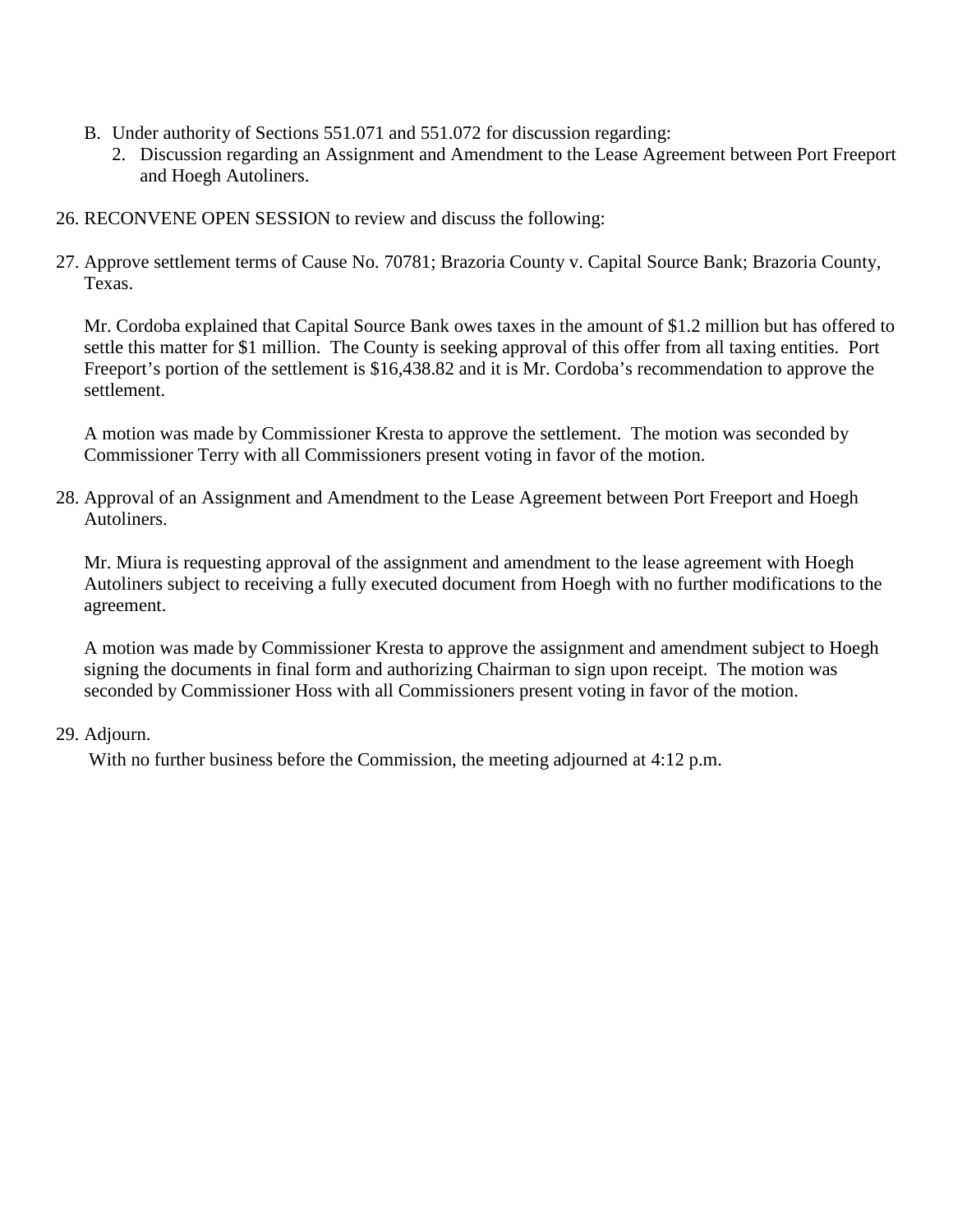B. Under authority of Sections 551.071 and 551.072 for discussion regarding:
   2. Discussion regarding an Assignment and Amendment to the Lease Agreement between Port Freeport and Hoegh Autoliners.

26. RECONVENE OPEN SESSION to review and discuss the following:

27. Approve settlement terms of Cause No. 70781; Brazoria County v. Capital Source Bank; Brazoria County, Texas.

    Mr. Cordoba explained that Capital Source Bank owes taxes in the amount of $1.2 million but has offered to settle this matter for $1 million. The County is seeking approval of this offer from all taxing entities. Port Freeport's portion of the settlement is $16,438.82 and it is Mr. Cordoba's recommendation to approve the settlement.

    A motion was made by Commissioner Kresta to approve the settlement. The motion was seconded by Commissioner Terry with all Commissioners present voting in favor of the motion.

28. Approval of an Assignment and Amendment to the Lease Agreement between Port Freeport and Hoegh Autoliners.

    Mr. Miura is requesting approval of the assignment and amendment to the lease agreement with Hoegh Autoliners subject to receiving a fully executed document from Hoegh with no further modifications to the agreement.

    A motion was made by Commissioner Kresta to approve the assignment and amendment subject to Hoegh signing the documents in final form and authorizing Chairman to sign upon receipt. The motion was seconded by Commissioner Hoss with all Commissioners present voting in favor of the motion.

29. Adjourn.

    With no further business before the Commission, the meeting adjourned at 4:12 p.m.